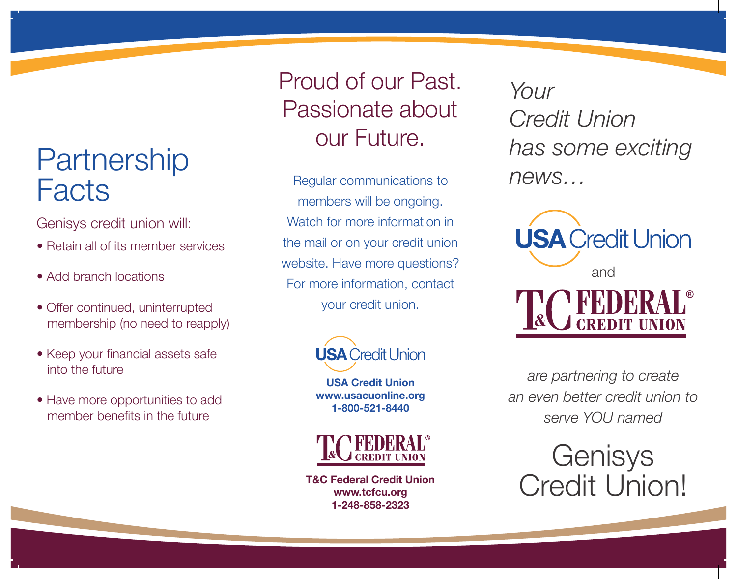# Partnership Facts

Genisys credit union will:

- Retain all of its member services
- Add branch locations
- Offer continued, uninterrupted membership (no need to reapply)
- Keep your financial assets safe into the future
- Have more opportunities to add member benefits in the future

## Proud of our Past. Passionate about our Future.

Regular communications to members will be ongoing. Watch for more information in the mail or on your credit union website. Have more questions? For more information, contact your credit union.

USA Credit Union

**USA Credit Union**
**www.usacuonline.org**
**1-800-521-8440**

T&C FEDERAL® CREDIT UNION

**T&C Federal Credit Union**
**www.tcfcu.org**
**1-248-858-2323**

*Your Credit Union has some exciting news…*

USA Credit Union

and

T&C FEDERAL® CREDIT UNION

*are partnering to create an even better credit union to serve YOU named*

# Genisys Credit Union!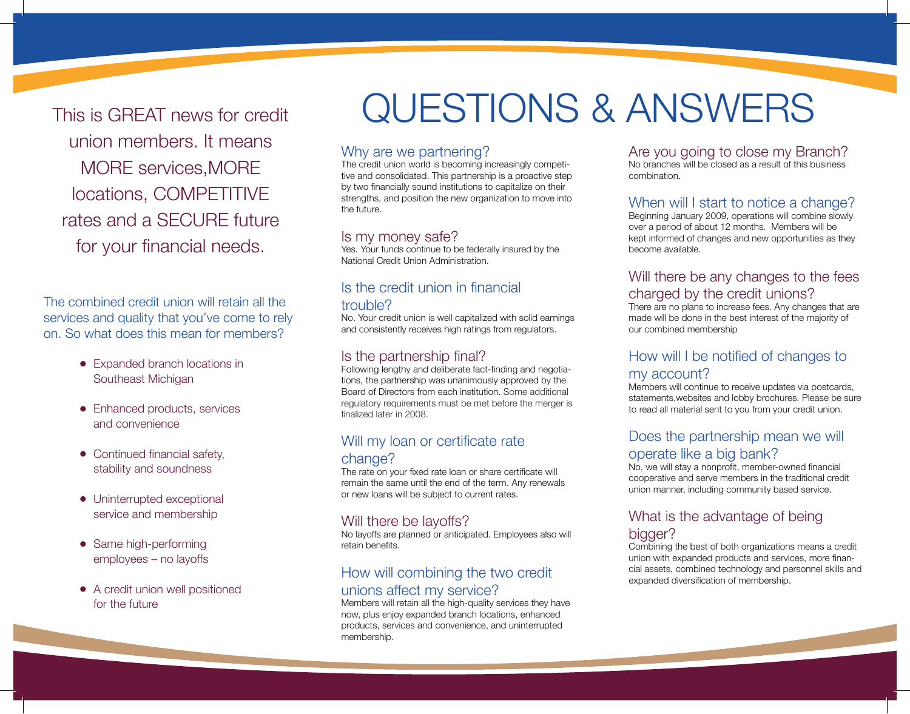This is GREAT news for credit union members. It means MORE services,MORE locations, COMPETITIVE rates and a SECURE future for your financial needs.

The combined credit union will retain all the services and quality that you've come to rely on. So what does this mean for members?

- Expanded branch locations in Southeast Michigan
- Enhanced products, services and convenience
- Continued financial safety, stability and soundness
- Uninterrupted exceptional service and membership
- Same high-performing employees – no layoffs
- A credit union well positioned for the future

# QUESTIONS & ANSWERS

## Why are we partnering?

The credit union world is becoming increasingly competitive and consolidated. This partnership is a proactive step by two financially sound institutions to capitalize on their strengths, and position the new organization to move into the future.

## Is my money safe?

Yes. Your funds continue to be federally insured by the National Credit Union Administration.

## Is the credit union in financial trouble?

No. Your credit union is well capitalized with solid earnings and consistently receives high ratings from regulators.

## Is the partnership final?

Following lengthy and deliberate fact-finding and negotiations, the partnership was unanimously approved by the Board of Directors from each institution. Some additional regulatory requirements must be met before the merger is finalized later in 2008.

## Will my loan or certificate rate change?

The rate on your fixed rate loan or share certificate will remain the same until the end of the term. Any renewals or new loans will be subject to current rates.

## Will there be layoffs?

No layoffs are planned or anticipated. Employees also will retain benefits.

## How will combining the two credit unions affect my service?

Members will retain all the high-quality services they have now, plus enjoy expanded branch locations, enhanced products, services and convenience, and uninterrupted membership.

## Are you going to close my Branch?

No branches will be closed as a result of this business combination.

## When will I start to notice a change?

Beginning January 2009, operations will combine slowly over a period of about 12 months. Members will be kept informed of changes and new opportunities as they become available.

## Will there be any changes to the fees charged by the credit unions?

There are no plans to increase fees. Any changes that are made will be done in the best interest of the majority of our combined membership

## How will I be notified of changes to my account?

Members will continue to receive updates via postcards, statements,websites and lobby brochures. Please be sure to read all material sent to you from your credit union.

## Does the partnership mean we will operate like a big bank?

No, we will stay a nonprofit, member-owned financial cooperative and serve members in the traditional credit union manner, including community based service.

## What is the advantage of being bigger?

Combining the best of both organizations means a credit union with expanded products and services, more financial assets, combined technology and personnel skills and expanded diversification of membership.